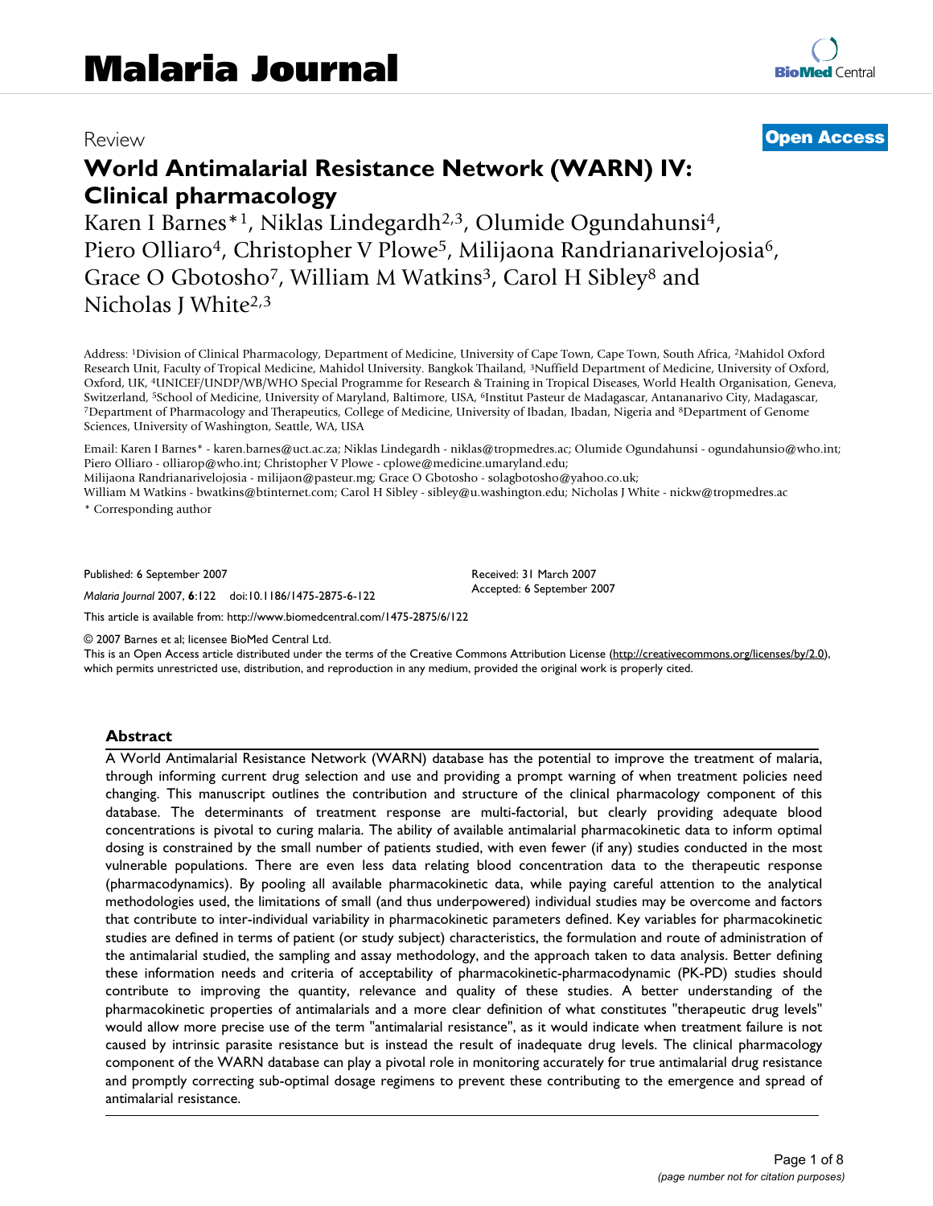# Malaria Journal

Review

**Open Access**

# World Antimalarial Resistance Network (WARN) IV: Clinical pharmacology

Karen I Barnes*[1], Niklas Lindegardh[2,3], Olumide Ogundahunsi[4], Piero Olliaro[4], Christopher V Plowe[5], Milijaona Randrianarivelojosia[6], Grace O Gbotosho[7], William M Watkins[3], Carol H Sibley[8] and Nicholas J White[2,3]

Address: [1]Division of Clinical Pharmacology, Department of Medicine, University of Cape Town, Cape Town, South Africa, [2]Mahidol Oxford Research Unit, Faculty of Tropical Medicine, Mahidol University. Bangkok Thailand, [3]Nuffield Department of Medicine, University of Oxford, Oxford, UK, [4]UNICEF/UNDP/WB/WHO Special Programme for Research & Training in Tropical Diseases, World Health Organisation, Geneva, Switzerland, [5]School of Medicine, University of Maryland, Baltimore, USA, [6]Institut Pasteur de Madagascar, Antananarivo City, Madagascar, [7]Department of Pharmacology and Therapeutics, College of Medicine, University of Ibadan, Ibadan, Nigeria and [8]Department of Genome Sciences, University of Washington, Seattle, WA, USA

Email: Karen I Barnes* - karen.barnes@uct.ac.za; Niklas Lindegardh - niklas@tropmedres.ac; Olumide Ogundahunsi - ogundahunsio@who.int; Piero Olliaro - olliarop@who.int; Christopher V Plowe - cplowe@medicine.umaryland.edu; Milijaona Randrianarivelojosia - milijaon@pasteur.mg; Grace O Gbotosho - solagbotosho@yahoo.co.uk; William M Watkins - bwatkins@btinternet.com; Carol H Sibley - sibley@u.washington.edu; Nicholas J White - nickw@tropmedres.ac

* Corresponding author

Published: 6 September 2007

*Malaria Journal* 2007, **6**:122 doi:10.1186/1475-2875-6-122

Received: 31 March 2007
Accepted: 6 September 2007

This article is available from: http://www.biomedcentral.com/1475-2875/6/122

© 2007 Barnes et al; licensee BioMed Central Ltd.
This is an Open Access article distributed under the terms of the Creative Commons Attribution License (http://creativecommons.org/licenses/by/2.0), which permits unrestricted use, distribution, and reproduction in any medium, provided the original work is properly cited.

## Abstract

A World Antimalarial Resistance Network (WARN) database has the potential to improve the treatment of malaria, through informing current drug selection and use and providing a prompt warning of when treatment policies need changing. This manuscript outlines the contribution and structure of the clinical pharmacology component of this database. The determinants of treatment response are multi-factorial, but clearly providing adequate blood concentrations is pivotal to curing malaria. The ability of available antimalarial pharmacokinetic data to inform optimal dosing is constrained by the small number of patients studied, with even fewer (if any) studies conducted in the most vulnerable populations. There are even less data relating blood concentration data to the therapeutic response (pharmacodynamics). By pooling all available pharmacokinetic data, while paying careful attention to the analytical methodologies used, the limitations of small (and thus underpowered) individual studies may be overcome and factors that contribute to inter-individual variability in pharmacokinetic parameters defined. Key variables for pharmacokinetic studies are defined in terms of patient (or study subject) characteristics, the formulation and route of administration of the antimalarial studied, the sampling and assay methodology, and the approach taken to data analysis. Better defining these information needs and criteria of acceptability of pharmacokinetic-pharmacodynamic (PK-PD) studies should contribute to improving the quantity, relevance and quality of these studies. A better understanding of the pharmacokinetic properties of antimalarials and a more clear definition of what constitutes "therapeutic drug levels" would allow more precise use of the term "antimalarial resistance", as it would indicate when treatment failure is not caused by intrinsic parasite resistance but is instead the result of inadequate drug levels. The clinical pharmacology component of the WARN database can play a pivotal role in monitoring accurately for true antimalarial drug resistance and promptly correcting sub-optimal dosage regimens to prevent these contributing to the emergence and spread of antimalarial resistance.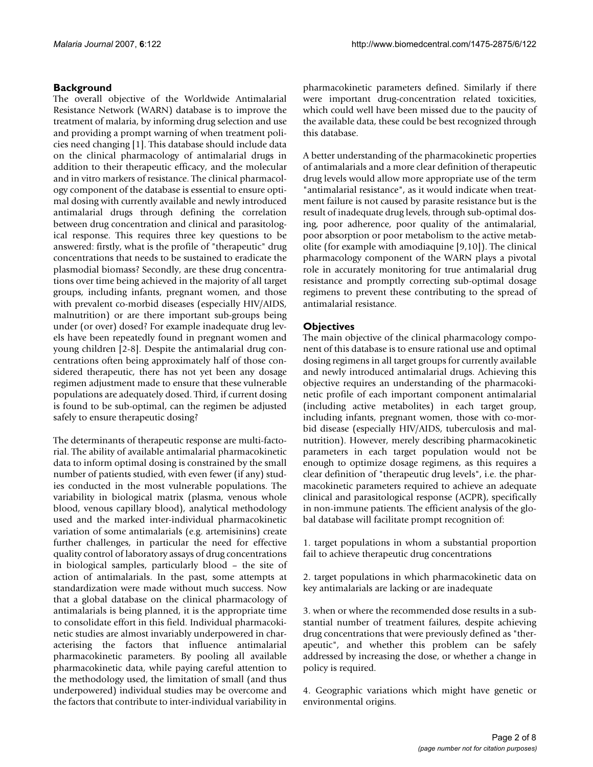## Background

The overall objective of the Worldwide Antimalarial Resistance Network (WARN) database is to improve the treatment of malaria, by informing drug selection and use and providing a prompt warning of when treatment policies need changing [1]. This database should include data on the clinical pharmacology of antimalarial drugs in addition to their therapeutic efficacy, and the molecular and in vitro markers of resistance. The clinical pharmacology component of the database is essential to ensure optimal dosing with currently available and newly introduced antimalarial drugs through defining the correlation between drug concentration and clinical and parasitological response. This requires three key questions to be answered: firstly, what is the profile of "therapeutic" drug concentrations that needs to be sustained to eradicate the plasmodial biomass? Secondly, are these drug concentrations over time being achieved in the majority of all target groups, including infants, pregnant women, and those with prevalent co-morbid diseases (especially HIV/AIDS, malnutrition) or are there important sub-groups being under (or over) dosed? For example inadequate drug levels have been repeatedly found in pregnant women and young children [2-8]. Despite the antimalarial drug concentrations often being approximately half of those considered therapeutic, there has not yet been any dosage regimen adjustment made to ensure that these vulnerable populations are adequately dosed. Third, if current dosing is found to be sub-optimal, can the regimen be adjusted safely to ensure therapeutic dosing?

The determinants of therapeutic response are multi-factorial. The ability of available antimalarial pharmacokinetic data to inform optimal dosing is constrained by the small number of patients studied, with even fewer (if any) studies conducted in the most vulnerable populations. The variability in biological matrix (plasma, venous whole blood, venous capillary blood), analytical methodology used and the marked inter-individual pharmacokinetic variation of some antimalarials (e.g. artemisinins) create further challenges, in particular the need for effective quality control of laboratory assays of drug concentrations in biological samples, particularly blood – the site of action of antimalarials. In the past, some attempts at standardization were made without much success. Now that a global database on the clinical pharmacology of antimalarials is being planned, it is the appropriate time to consolidate effort in this field. Individual pharmacokinetic studies are almost invariably underpowered in characterising the factors that influence antimalarial pharmacokinetic parameters. By pooling all available pharmacokinetic data, while paying careful attention to the methodology used, the limitation of small (and thus underpowered) individual studies may be overcome and the factors that contribute to inter-individual variability in pharmacokinetic parameters defined. Similarly if there were important drug-concentration related toxicities, which could well have been missed due to the paucity of the available data, these could be best recognized through this database.

A better understanding of the pharmacokinetic properties of antimalarials and a more clear definition of therapeutic drug levels would allow more appropriate use of the term "antimalarial resistance", as it would indicate when treatment failure is not caused by parasite resistance but is the result of inadequate drug levels, through sub-optimal dosing, poor adherence, poor quality of the antimalarial, poor absorption or poor metabolism to the active metabolite (for example with amodiaquine [9,10]). The clinical pharmacology component of the WARN plays a pivotal role in accurately monitoring for true antimalarial drug resistance and promptly correcting sub-optimal dosage regimens to prevent these contributing to the spread of antimalarial resistance.

## Objectives

The main objective of the clinical pharmacology component of this database is to ensure rational use and optimal dosing regimens in all target groups for currently available and newly introduced antimalarial drugs. Achieving this objective requires an understanding of the pharmacokinetic profile of each important component antimalarial (including active metabolites) in each target group, including infants, pregnant women, those with co-morbid disease (especially HIV/AIDS, tuberculosis and malnutrition). However, merely describing pharmacokinetic parameters in each target population would not be enough to optimize dosage regimens, as this requires a clear definition of "therapeutic drug levels", i.e. the pharmacokinetic parameters required to achieve an adequate clinical and parasitological response (ACPR), specifically in non-immune patients. The efficient analysis of the global database will facilitate prompt recognition of:

1. target populations in whom a substantial proportion fail to achieve therapeutic drug concentrations

2. target populations in which pharmacokinetic data on key antimalarials are lacking or are inadequate

3. when or where the recommended dose results in a substantial number of treatment failures, despite achieving drug concentrations that were previously defined as "therapeutic", and whether this problem can be safely addressed by increasing the dose, or whether a change in policy is required.

4. Geographic variations which might have genetic or environmental origins.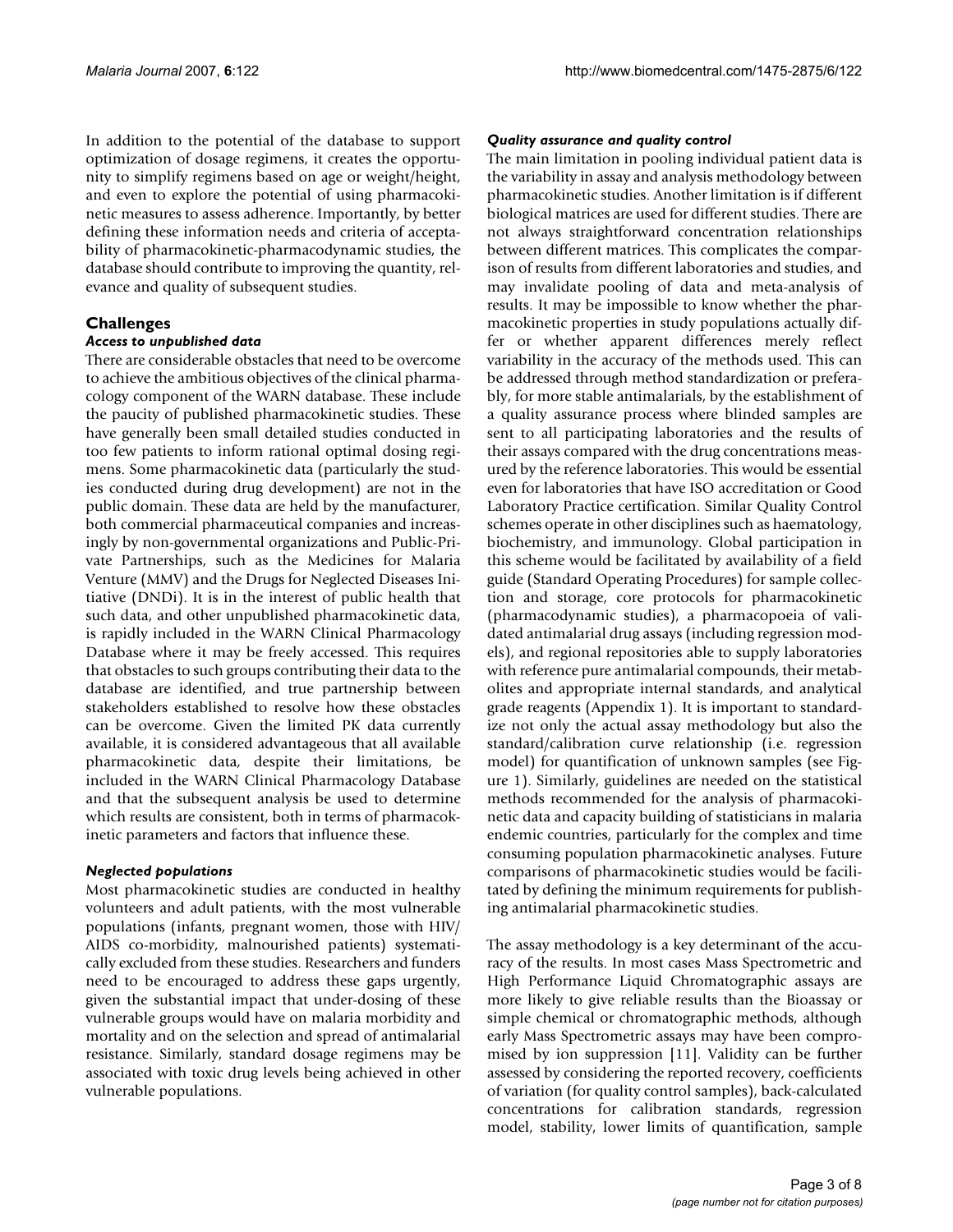In addition to the potential of the database to support optimization of dosage regimens, it creates the opportunity to simplify regimens based on age or weight/height, and even to explore the potential of using pharmacokinetic measures to assess adherence. Importantly, by better defining these information needs and criteria of acceptability of pharmacokinetic-pharmacodynamic studies, the database should contribute to improving the quantity, relevance and quality of subsequent studies.

## Challenges

### *Access to unpublished data*

There are considerable obstacles that need to be overcome to achieve the ambitious objectives of the clinical pharmacology component of the WARN database. These include the paucity of published pharmacokinetic studies. These have generally been small detailed studies conducted in too few patients to inform rational optimal dosing regimens. Some pharmacokinetic data (particularly the studies conducted during drug development) are not in the public domain. These data are held by the manufacturer, both commercial pharmaceutical companies and increasingly by non-governmental organizations and Public-Private Partnerships, such as the Medicines for Malaria Venture (MMV) and the Drugs for Neglected Diseases Initiative (DNDi). It is in the interest of public health that such data, and other unpublished pharmacokinetic data, is rapidly included in the WARN Clinical Pharmacology Database where it may be freely accessed. This requires that obstacles to such groups contributing their data to the database are identified, and true partnership between stakeholders established to resolve how these obstacles can be overcome. Given the limited PK data currently available, it is considered advantageous that all available pharmacokinetic data, despite their limitations, be included in the WARN Clinical Pharmacology Database and that the subsequent analysis be used to determine which results are consistent, both in terms of pharmacokinetic parameters and factors that influence these.

### *Neglected populations*

Most pharmacokinetic studies are conducted in healthy volunteers and adult patients, with the most vulnerable populations (infants, pregnant women, those with HIV/AIDS co-morbidity, malnourished patients) systematically excluded from these studies. Researchers and funders need to be encouraged to address these gaps urgently, given the substantial impact that under-dosing of these vulnerable groups would have on malaria morbidity and mortality and on the selection and spread of antimalarial resistance. Similarly, standard dosage regimens may be associated with toxic drug levels being achieved in other vulnerable populations.

### *Quality assurance and quality control*

The main limitation in pooling individual patient data is the variability in assay and analysis methodology between pharmacokinetic studies. Another limitation is if different biological matrices are used for different studies. There are not always straightforward concentration relationships between different matrices. This complicates the comparison of results from different laboratories and studies, and may invalidate pooling of data and meta-analysis of results. It may be impossible to know whether the pharmacokinetic properties in study populations actually differ or whether apparent differences merely reflect variability in the accuracy of the methods used. This can be addressed through method standardization or preferably, for more stable antimalarials, by the establishment of a quality assurance process where blinded samples are sent to all participating laboratories and the results of their assays compared with the drug concentrations measured by the reference laboratories. This would be essential even for laboratories that have ISO accreditation or Good Laboratory Practice certification. Similar Quality Control schemes operate in other disciplines such as haematology, biochemistry, and immunology. Global participation in this scheme would be facilitated by availability of a field guide (Standard Operating Procedures) for sample collection and storage, core protocols for pharmacokinetic (pharmacodynamic studies), a pharmacopoeia of validated antimalarial drug assays (including regression models), and regional repositories able to supply laboratories with reference pure antimalarial compounds, their metabolites and appropriate internal standards, and analytical grade reagents (Appendix 1). It is important to standardize not only the actual assay methodology but also the standard/calibration curve relationship (i.e. regression model) for quantification of unknown samples (see Figure 1). Similarly, guidelines are needed on the statistical methods recommended for the analysis of pharmacokinetic data and capacity building of statisticians in malaria endemic countries, particularly for the complex and time consuming population pharmacokinetic analyses. Future comparisons of pharmacokinetic studies would be facilitated by defining the minimum requirements for publishing antimalarial pharmacokinetic studies.

The assay methodology is a key determinant of the accuracy of the results. In most cases Mass Spectrometric and High Performance Liquid Chromatographic assays are more likely to give reliable results than the Bioassay or simple chemical or chromatographic methods, although early Mass Spectrometric assays may have been compromised by ion suppression [11]. Validity can be further assessed by considering the reported recovery, coefficients of variation (for quality control samples), back-calculated concentrations for calibration standards, regression model, stability, lower limits of quantification, sample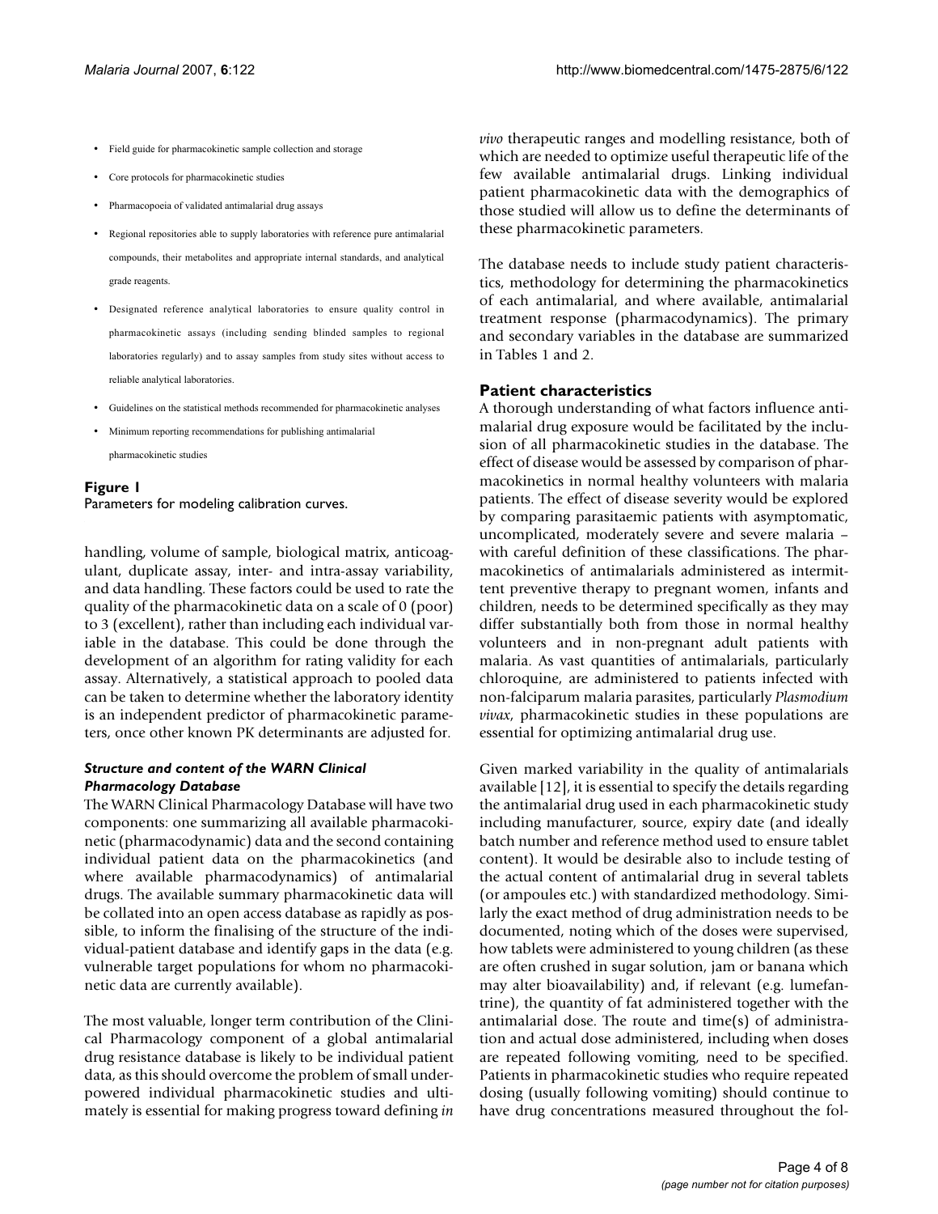- Field guide for pharmacokinetic sample collection and storage
- Core protocols for pharmacokinetic studies
- Pharmacopoeia of validated antimalarial drug assays
- Regional repositories able to supply laboratories with reference pure antimalarial compounds, their metabolites and appropriate internal standards, and analytical grade reagents.
- Designated reference analytical laboratories to ensure quality control in pharmacokinetic assays (including sending blinded samples to regional laboratories regularly) and to assay samples from study sites without access to reliable analytical laboratories.
- Guidelines on the statistical methods recommended for pharmacokinetic analyses
- Minimum reporting recommendations for publishing antimalarial pharmacokinetic studies

**Figure 1**
Parameters for modeling calibration curves.

handling, volume of sample, biological matrix, anticoagulant, duplicate assay, inter- and intra-assay variability, and data handling. These factors could be used to rate the quality of the pharmacokinetic data on a scale of 0 (poor) to 3 (excellent), rather than including each individual variable in the database. This could be done through the development of an algorithm for rating validity for each assay. Alternatively, a statistical approach to pooled data can be taken to determine whether the laboratory identity is an independent predictor of pharmacokinetic parameters, once other known PK determinants are adjusted for.

### *Structure and content of the WARN Clinical Pharmacology Database*

The WARN Clinical Pharmacology Database will have two components: one summarizing all available pharmacokinetic (pharmacodynamic) data and the second containing individual patient data on the pharmacokinetics (and where available pharmacodynamics) of antimalarial drugs. The available summary pharmacokinetic data will be collated into an open access database as rapidly as possible, to inform the finalising of the structure of the individual-patient database and identify gaps in the data (e.g. vulnerable target populations for whom no pharmacokinetic data are currently available).

The most valuable, longer term contribution of the Clinical Pharmacology component of a global antimalarial drug resistance database is likely to be individual patient data, as this should overcome the problem of small underpowered individual pharmacokinetic studies and ultimately is essential for making progress toward defining *in vivo* therapeutic ranges and modelling resistance, both of which are needed to optimize useful therapeutic life of the few available antimalarial drugs. Linking individual patient pharmacokinetic data with the demographics of those studied will allow us to define the determinants of these pharmacokinetic parameters.

The database needs to include study patient characteristics, methodology for determining the pharmacokinetics of each antimalarial, and where available, antimalarial treatment response (pharmacodynamics). The primary and secondary variables in the database are summarized in Tables 1 and 2.

## Patient characteristics

A thorough understanding of what factors influence antimalarial drug exposure would be facilitated by the inclusion of all pharmacokinetic studies in the database. The effect of disease would be assessed by comparison of pharmacokinetics in normal healthy volunteers with malaria patients. The effect of disease severity would be explored by comparing parasitaemic patients with asymptomatic, uncomplicated, moderately severe and severe malaria – with careful definition of these classifications. The pharmacokinetics of antimalarials administered as intermittent preventive therapy to pregnant women, infants and children, needs to be determined specifically as they may differ substantially both from those in normal healthy volunteers and in non-pregnant adult patients with malaria. As vast quantities of antimalarials, particularly chloroquine, are administered to patients infected with non-falciparum malaria parasites, particularly *Plasmodium vivax*, pharmacokinetic studies in these populations are essential for optimizing antimalarial drug use.

Given marked variability in the quality of antimalarials available [12], it is essential to specify the details regarding the antimalarial drug used in each pharmacokinetic study including manufacturer, source, expiry date (and ideally batch number and reference method used to ensure tablet content). It would be desirable also to include testing of the actual content of antimalarial drug in several tablets (or ampoules etc.) with standardized methodology. Similarly the exact method of drug administration needs to be documented, noting which of the doses were supervised, how tablets were administered to young children (as these are often crushed in sugar solution, jam or banana which may alter bioavailability) and, if relevant (e.g. lumefantrine), the quantity of fat administered together with the antimalarial dose. The route and time(s) of administration and actual dose administered, including when doses are repeated following vomiting, need to be specified. Patients in pharmacokinetic studies who require repeated dosing (usually following vomiting) should continue to have drug concentrations measured throughout the fol-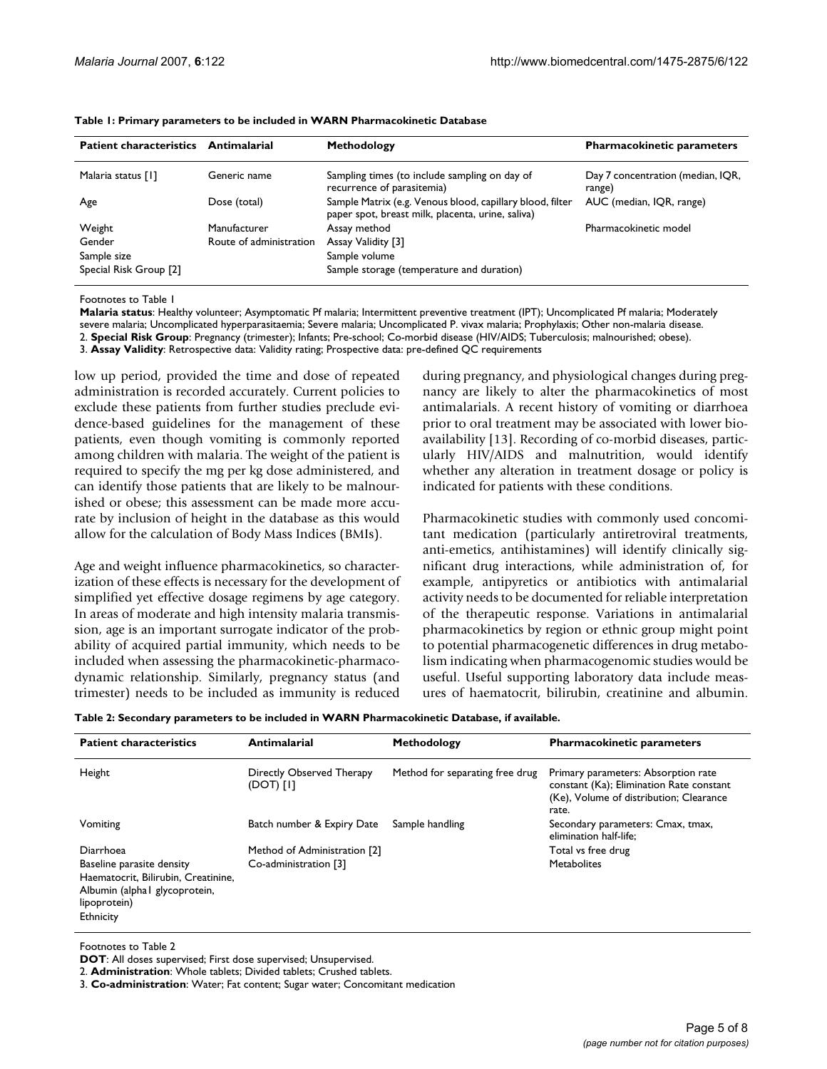**Table 1: Primary parameters to be included in WARN Pharmacokinetic Database**

| Patient characteristics | Antimalarial | Methodology | Pharmacokinetic parameters |
| --- | --- | --- | --- |
| Malaria status [1] | Generic name | Sampling times (to include sampling on day of recurrence of parasitemia) | Day 7 concentration (median, IQR, range) |
| Age | Dose (total) | Sample Matrix (e.g. Venous blood, capillary blood, filter paper spot, breast milk, placenta, urine, saliva) | AUC (median, IQR, range) |
| Weight | Manufacturer | Assay method | Pharmacokinetic model |
| Gender | Route of administration | Assay Validity [3] | |
| Sample size | | Sample volume | |
| Special Risk Group [2] | | Sample storage (temperature and duration) | |

Footnotes to Table 1

**Malaria status**: Healthy volunteer; Asymptomatic Pf malaria; Intermittent preventive treatment (IPT); Uncomplicated Pf malaria; Moderately severe malaria; Uncomplicated hyperparasitaemia; Severe malaria; Uncomplicated P. vivax malaria; Prophylaxis; Other non-malaria disease.

2. **Special Risk Group**: Pregnancy (trimester); Infants; Pre-school; Co-morbid disease (HIV/AIDS; Tuberculosis; malnourished; obese).

3. **Assay Validity**: Retrospective data: Validity rating; Prospective data: pre-defined QC requirements

low up period, provided the time and dose of repeated administration is recorded accurately. Current policies to exclude these patients from further studies preclude evidence-based guidelines for the management of these patients, even though vomiting is commonly reported among children with malaria. The weight of the patient is required to specify the mg per kg dose administered, and can identify those patients that are likely to be malnourished or obese; this assessment can be made more accurate by inclusion of height in the database as this would allow for the calculation of Body Mass Indices (BMIs).

Age and weight influence pharmacokinetics, so characterization of these effects is necessary for the development of simplified yet effective dosage regimens by age category. In areas of moderate and high intensity malaria transmission, age is an important surrogate indicator of the probability of acquired partial immunity, which needs to be included when assessing the pharmacokinetic-pharmacodynamic relationship. Similarly, pregnancy status (and trimester) needs to be included as immunity is reduced during pregnancy, and physiological changes during pregnancy are likely to alter the pharmacokinetics of most antimalarials. A recent history of vomiting or diarrhoea prior to oral treatment may be associated with lower bioavailability [13]. Recording of co-morbid diseases, particularly HIV/AIDS and malnutrition, would identify whether any alteration in treatment dosage or policy is indicated for patients with these conditions.

Pharmacokinetic studies with commonly used concomitant medication (particularly antiretroviral treatments, anti-emetics, antihistamines) will identify clinically significant drug interactions, while administration of, for example, antipyretics or antibiotics with antimalarial activity needs to be documented for reliable interpretation of the therapeutic response. Variations in antimalarial pharmacokinetics by region or ethnic group might point to potential pharmacogenetic differences in drug metabolism indicating when pharmacogenomic studies would be useful. Useful supporting laboratory data include measures of haematocrit, bilirubin, creatinine and albumin.

**Table 2: Secondary parameters to be included in WARN Pharmacokinetic Database, if available.**

| Patient characteristics | Antimalarial | Methodology | Pharmacokinetic parameters |
| --- | --- | --- | --- |
| Height | Directly Observed Therapy (DOT) [1] | Method for separating free drug | Primary parameters: Absorption rate constant (Ka); Elimination Rate constant (Ke), Volume of distribution; Clearance rate. |
| Vomiting | Batch number & Expiry Date | Sample handling | Secondary parameters: Cmax, tmax, elimination half-life; |
| Diarrhoea | Method of Administration [2] | | Total vs free drug |
| Baseline parasite density | Co-administration [3] | | Metabolites |
| Haematocrit, Bilirubin, Creatinine, Albumin (alpha1 glycoprotein, lipoprotein) | | | |
| Ethnicity | | | |

Footnotes to Table 2

**DOT**: All doses supervised; First dose supervised; Unsupervised.

2. **Administration**: Whole tablets; Divided tablets; Crushed tablets.

3. **Co-administration**: Water; Fat content; Sugar water; Concomitant medication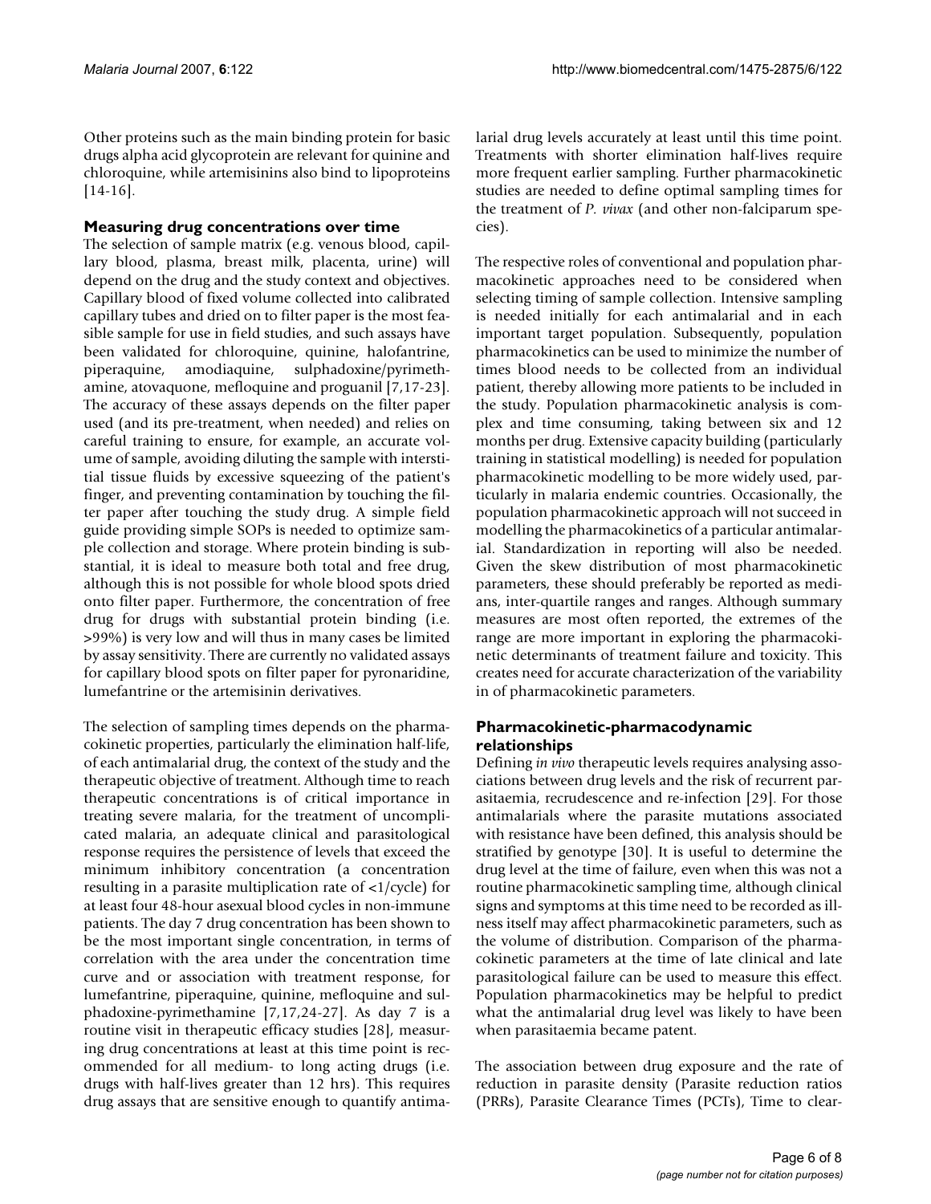Other proteins such as the main binding protein for basic drugs alpha acid glycoprotein are relevant for quinine and chloroquine, while artemisinins also bind to lipoproteins [14-16].

### Measuring drug concentrations over time

The selection of sample matrix (e.g. venous blood, capillary blood, plasma, breast milk, placenta, urine) will depend on the drug and the study context and objectives. Capillary blood of fixed volume collected into calibrated capillary tubes and dried on to filter paper is the most feasible sample for use in field studies, and such assays have been validated for chloroquine, quinine, halofantrine, piperaquine, amodiaquine, sulphadoxine/pyrimethamine, atovaquone, mefloquine and proguanil [7,17-23]. The accuracy of these assays depends on the filter paper used (and its pre-treatment, when needed) and relies on careful training to ensure, for example, an accurate volume of sample, avoiding diluting the sample with interstitial tissue fluids by excessive squeezing of the patient's finger, and preventing contamination by touching the filter paper after touching the study drug. A simple field guide providing simple SOPs is needed to optimize sample collection and storage. Where protein binding is substantial, it is ideal to measure both total and free drug, although this is not possible for whole blood spots dried onto filter paper. Furthermore, the concentration of free drug for drugs with substantial protein binding (i.e. >99%) is very low and will thus in many cases be limited by assay sensitivity. There are currently no validated assays for capillary blood spots on filter paper for pyronaridine, lumefantrine or the artemisinin derivatives.

The selection of sampling times depends on the pharmacokinetic properties, particularly the elimination half-life, of each antimalarial drug, the context of the study and the therapeutic objective of treatment. Although time to reach therapeutic concentrations is of critical importance in treating severe malaria, for the treatment of uncomplicated malaria, an adequate clinical and parasitological response requires the persistence of levels that exceed the minimum inhibitory concentration (a concentration resulting in a parasite multiplication rate of <1/cycle) for at least four 48-hour asexual blood cycles in non-immune patients. The day 7 drug concentration has been shown to be the most important single concentration, in terms of correlation with the area under the concentration time curve and or association with treatment response, for lumefantrine, piperaquine, quinine, mefloquine and sulphadoxine-pyrimethamine [7,17,24-27]. As day 7 is a routine visit in therapeutic efficacy studies [28], measuring drug concentrations at least at this time point is recommended for all medium- to long acting drugs (i.e. drugs with half-lives greater than 12 hrs). This requires drug assays that are sensitive enough to quantify antimalarial drug levels accurately at least until this time point. Treatments with shorter elimination half-lives require more frequent earlier sampling. Further pharmacokinetic studies are needed to define optimal sampling times for the treatment of *P. vivax* (and other non-falciparum species).

The respective roles of conventional and population pharmacokinetic approaches need to be considered when selecting timing of sample collection. Intensive sampling is needed initially for each antimalarial and in each important target population. Subsequently, population pharmacokinetics can be used to minimize the number of times blood needs to be collected from an individual patient, thereby allowing more patients to be included in the study. Population pharmacokinetic analysis is complex and time consuming, taking between six and 12 months per drug. Extensive capacity building (particularly training in statistical modelling) is needed for population pharmacokinetic modelling to be more widely used, particularly in malaria endemic countries. Occasionally, the population pharmacokinetic approach will not succeed in modelling the pharmacokinetics of a particular antimalarial. Standardization in reporting will also be needed. Given the skew distribution of most pharmacokinetic parameters, these should preferably be reported as medians, inter-quartile ranges and ranges. Although summary measures are most often reported, the extremes of the range are more important in exploring the pharmacokinetic determinants of treatment failure and toxicity. This creates need for accurate characterization of the variability in of pharmacokinetic parameters.

### Pharmacokinetic-pharmacodynamic relationships

Defining *in vivo* therapeutic levels requires analysing associations between drug levels and the risk of recurrent parasitaemia, recrudescence and re-infection [29]. For those antimalarials where the parasite mutations associated with resistance have been defined, this analysis should be stratified by genotype [30]. It is useful to determine the drug level at the time of failure, even when this was not a routine pharmacokinetic sampling time, although clinical signs and symptoms at this time need to be recorded as illness itself may affect pharmacokinetic parameters, such as the volume of distribution. Comparison of the pharmacokinetic parameters at the time of late clinical and late parasitological failure can be used to measure this effect. Population pharmacokinetics may be helpful to predict what the antimalarial drug level was likely to have been when parasitaemia became patent.

The association between drug exposure and the rate of reduction in parasite density (Parasite reduction ratios (PRRs), Parasite Clearance Times (PCTs), Time to clear-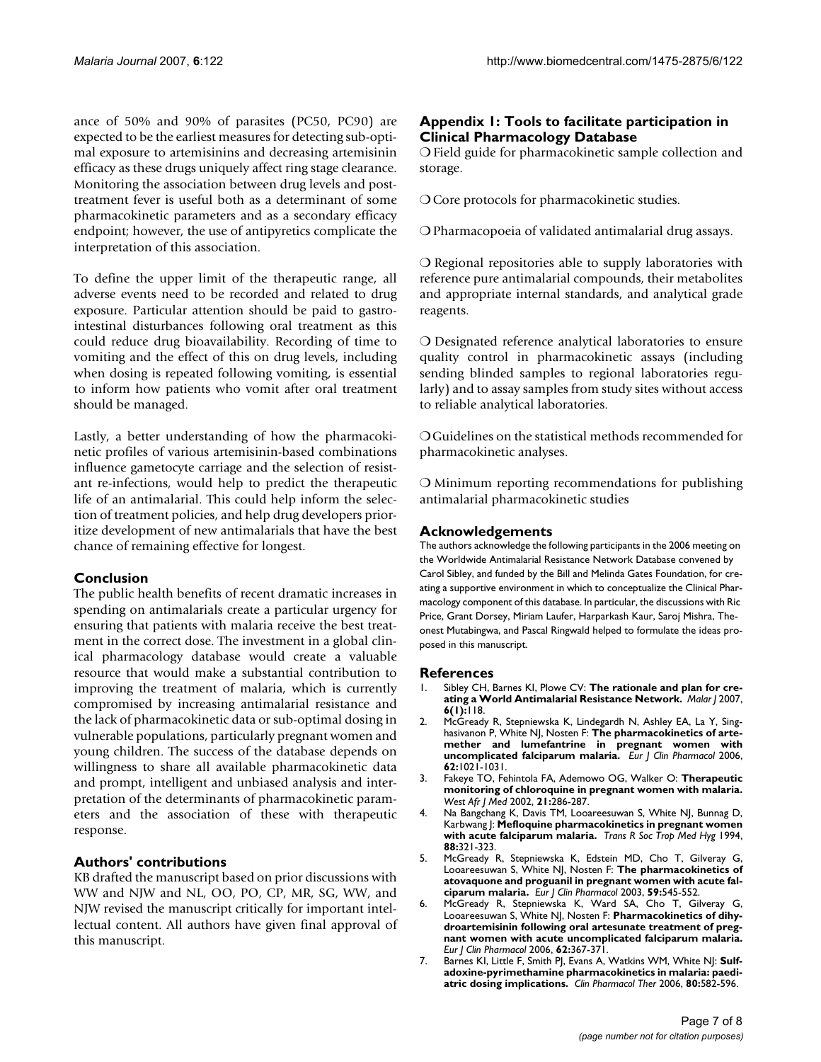ance of 50% and 90% of parasites (PC50, PC90) are expected to be the earliest measures for detecting sub-optimal exposure to artemisinins and decreasing artemisinin efficacy as these drugs uniquely affect ring stage clearance. Monitoring the association between drug levels and post-treatment fever is useful both as a determinant of some pharmacokinetic parameters and as a secondary efficacy endpoint; however, the use of antipyretics complicate the interpretation of this association.

To define the upper limit of the therapeutic range, all adverse events need to be recorded and related to drug exposure. Particular attention should be paid to gastrointestinal disturbances following oral treatment as this could reduce drug bioavailability. Recording of time to vomiting and the effect of this on drug levels, including when dosing is repeated following vomiting, is essential to inform how patients who vomit after oral treatment should be managed.

Lastly, a better understanding of how the pharmacokinetic profiles of various artemisinin-based combinations influence gametocyte carriage and the selection of resistant re-infections, would help to predict the therapeutic life of an antimalarial. This could help inform the selection of treatment policies, and help drug developers prioritize development of new antimalarials that have the best chance of remaining effective for longest.

## Conclusion

The public health benefits of recent dramatic increases in spending on antimalarials create a particular urgency for ensuring that patients with malaria receive the best treatment in the correct dose. The investment in a global clinical pharmacology database would create a valuable resource that would make a substantial contribution to improving the treatment of malaria, which is currently compromised by increasing antimalarial resistance and the lack of pharmacokinetic data or sub-optimal dosing in vulnerable populations, particularly pregnant women and young children. The success of the database depends on willingness to share all available pharmacokinetic data and prompt, intelligent and unbiased analysis and interpretation of the determinants of pharmacokinetic parameters and the association of these with therapeutic response.

## Authors' contributions

KB drafted the manuscript based on prior discussions with WW and NJW and NL, OO, PO, CP, MR, SG, WW, and NJW revised the manuscript critically for important intellectual content. All authors have given final approval of this manuscript.

## Appendix 1: Tools to facilitate participation in Clinical Pharmacology Database

- Field guide for pharmacokinetic sample collection and storage.
- Core protocols for pharmacokinetic studies.
- Pharmacopoeia of validated antimalarial drug assays.
- Regional repositories able to supply laboratories with reference pure antimalarial compounds, their metabolites and appropriate internal standards, and analytical grade reagents.
- Designated reference analytical laboratories to ensure quality control in pharmacokinetic assays (including sending blinded samples to regional laboratories regularly) and to assay samples from study sites without access to reliable analytical laboratories.
- Guidelines on the statistical methods recommended for pharmacokinetic analyses.
- Minimum reporting recommendations for publishing antimalarial pharmacokinetic studies

## Acknowledgements

The authors acknowledge the following participants in the 2006 meeting on the Worldwide Antimalarial Resistance Network Database convened by Carol Sibley, and funded by the Bill and Melinda Gates Foundation, for creating a supportive environment in which to conceptualize the Clinical Pharmacology component of this database. In particular, the discussions with Ric Price, Grant Dorsey, Miriam Laufer, Harparkash Kaur, Saroj Mishra, Theonest Mutabingwa, and Pascal Ringwald helped to formulate the ideas proposed in this manuscript.

## References

1. Sibley CH, Barnes KI, Plowe CV: **The rationale and plan for creating a World Antimalarial Resistance Network.** *Malar J* 2007, **6(1):**118.
2. McGready R, Stepniewska K, Lindegardh N, Ashley EA, La Y, Singhasivanon P, White NJ, Nosten F: **The pharmacokinetics of artemether and lumefantrine in pregnant women with uncomplicated falciparum malaria.** *Eur J Clin Pharmacol* 2006, **62:**1021-1031.
3. Fakeye TO, Fehintola FA, Ademowo OG, Walker O: **Therapeutic monitoring of chloroquine in pregnant women with malaria.** *West Afr J Med* 2002, **21:**286-287.
4. Na Bangchang K, Davis TM, Looareesuwan S, White NJ, Bunnag D, Karbwang J: **Mefloquine pharmacokinetics in pregnant women with acute falciparum malaria.** *Trans R Soc Trop Med Hyg* 1994, **88:**321-323.
5. McGready R, Stepniewska K, Edstein MD, Cho T, Gilveray G, Looareesuwan S, White NJ, Nosten F: **The pharmacokinetics of atovaquone and proguanil in pregnant women with acute falciparum malaria.** *Eur J Clin Pharmacol* 2003, **59:**545-552.
6. McGready R, Stepniewska K, Ward SA, Cho T, Gilveray G, Looareesuwan S, White NJ, Nosten F: **Pharmacokinetics of dihydroartemisinin following oral artesunate treatment of pregnant women with acute uncomplicated falciparum malaria.** *Eur J Clin Pharmacol* 2006, **62:**367-371.
7. Barnes KI, Little F, Smith PJ, Evans A, Watkins WM, White NJ: **Sulfadoxine-pyrimethamine pharmacokinetics in malaria: paediatric dosing implications.** *Clin Pharmacol Ther* 2006, **80:**582-596.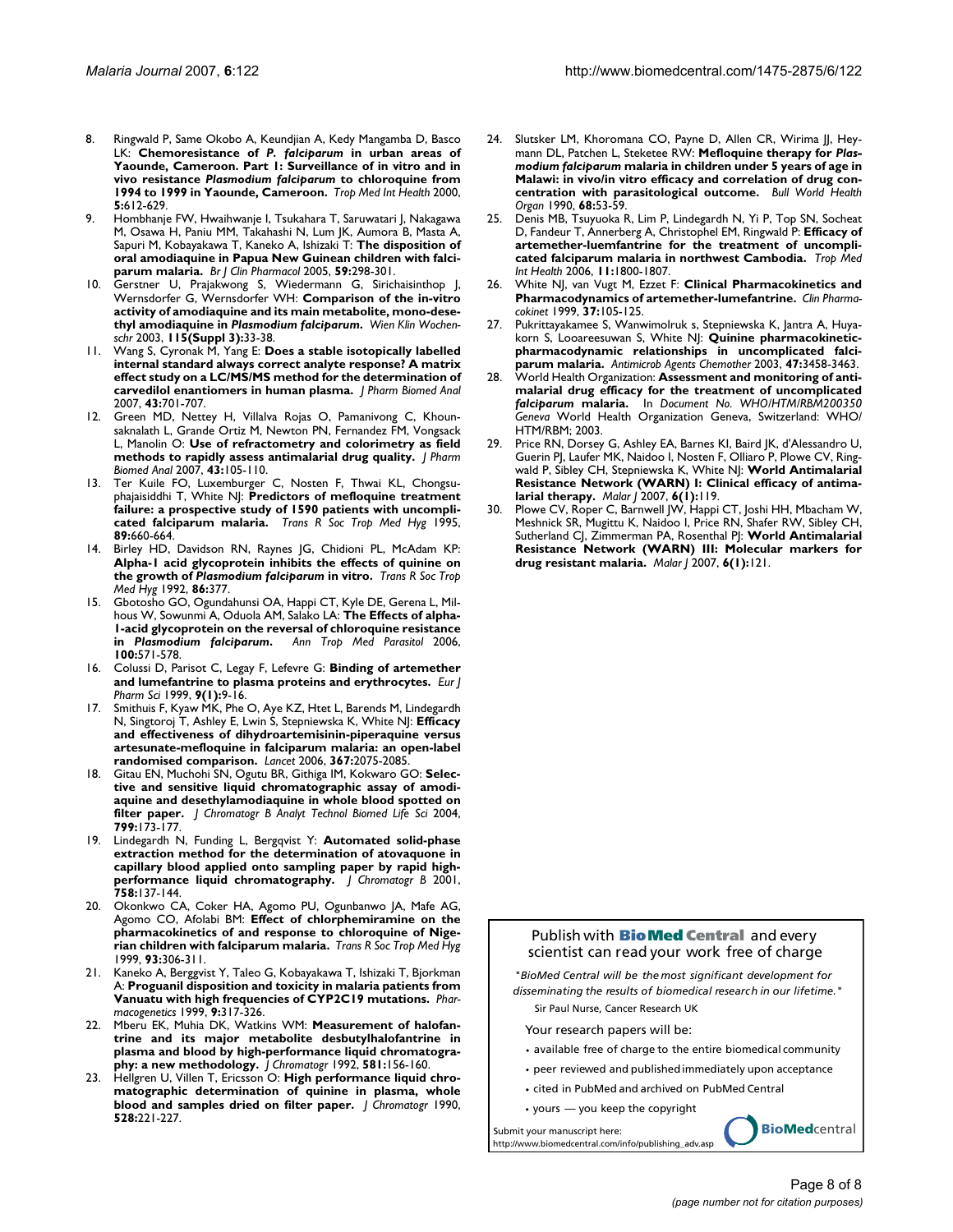8. Ringwald P, Same Okobo A, Keundjian A, Kedy Mangamba D, Basco LK: **Chemoresistance of *P. falciparum* in urban areas of Yaounde, Cameroon. Part 1: Surveillance of in vitro and in vivo resistance *Plasmodium falciparum* to chloroquine from 1994 to 1999 in Yaounde, Cameroon.** *Trop Med Int Health* 2000, **5:**612-629.
9. Hombhanje FW, Hwaihwanje I, Tsukahara T, Saruwatari J, Nakagawa M, Osawa H, Paniu MM, Takahashi N, Lum JK, Aumora B, Masta A, Sapuri M, Kobayakawa T, Kaneko A, Ishizaki T: **The disposition of oral amodiaquine in Papua New Guinean children with falciparum malaria.** *Br J Clin Pharmacol* 2005, **59:**298-301.
10. Gerstner U, Prajakwong S, Wiedermann G, Sirichaisinthop J, Wernsdorfer G, Wernsdorfer WH: **Comparison of the in-vitro activity of amodiaquine and its main metabolite, mono-desethyl amodiaquine in *Plasmodium falciparum*.** *Wien Klin Wochenschr* 2003, **115(Suppl 3):**33-38.
11. Wang S, Cyronak M, Yang E: **Does a stable isotopically labelled internal standard always correct analyte response? A matrix effect study on a LC/MS/MS method for the determination of carvedilol enantiomers in human plasma.** *J Pharm Biomed Anal* 2007, **43:**701-707.
12. Green MD, Nettey H, Villalva Rojas O, Pamanivong C, Khounsaknalath L, Grande Ortiz M, Newton PN, Fernandez FM, Vongsack L, Manolin O: **Use of refractometry and colorimetry as field methods to rapidly assess antimalarial drug quality.** *J Pharm Biomed Anal* 2007, **43:**105-110.
13. Ter Kuile FO, Luxemburger C, Nosten F, Thwai KL, Chongsuphajaisiddhi T, White NJ: **Predictors of mefloquine treatment failure: a prospective study of 1590 patients with uncomplicated falciparum malaria.** *Trans R Soc Trop Med Hyg* 1995, **89:**660-664.
14. Birley HD, Davidson RN, Raynes JG, Chidioni PL, McAdam KP: **Alpha-1 acid glycoprotein inhibits the effects of quinine on the growth of *Plasmodium falciparum* in vitro.** *Trans R Soc Trop Med Hyg* 1992, **86:**377.
15. Gbotosho GO, Ogundahunsi OA, Happi CT, Kyle DE, Gerena L, Milhous W, Sowunmi A, Oduola AM, Salako LA: **The Effects of alpha-1-acid glycoprotein on the reversal of chloroquine resistance in *Plasmodium falciparum*.** *Ann Trop Med Parasitol* 2006, **100:**571-578.
16. Colussi D, Parisot C, Legay F, Lefevre G: **Binding of artemether and lumefantrine to plasma proteins and erythrocytes.** *Eur J Pharm Sci* 1999, **9(1):**9-16.
17. Smithuis F, Kyaw MK, Phe O, Aye KZ, Htet L, Barends M, Lindegardh N, Singtoroj T, Ashley E, Lwin S, Stepniewska K, White NJ: **Efficacy and effectiveness of dihydroartemisinin-piperaquine versus artesunate-mefloquine in falciparum malaria: an open-label randomised comparison.** *Lancet* 2006, **367:**2075-2085.
18. Gitau EN, Muchohi SN, Ogutu BR, Githiga IM, Kokwaro GO: **Selective and sensitive liquid chromatographic assay of amodiaquine and desethylamodiaquine in whole blood spotted on filter paper.** *J Chromatogr B Analyt Technol Biomed Life Sci* 2004, **799:**173-177.
19. Lindegardh N, Funding L, Bergqvist Y: **Automated solid-phase extraction method for the determination of atovaquone in capillary blood applied onto sampling paper by rapid high-performance liquid chromatography.** *J Chromatogr B* 2001, **758:**137-144.
20. Okonkwo CA, Coker HA, Agomo PU, Ogunbanwo JA, Mafe AG, Agomo CO, Afolabi BM: **Effect of chlorphemiramine on the pharmacokinetics of and response to chloroquine of Nigerian children with falciparum malaria.** *Trans R Soc Trop Med Hyg* 1999, **93:**306-311.
21. Kaneko A, Berggvist Y, Taleo G, Kobayakawa T, Ishizaki T, Bjorkman A: **Proguanil disposition and toxicity in malaria patients from Vanuatu with high frequencies of CYP2C19 mutations.** *Pharmacogenetics* 1999, **9:**317-326.
22. Mberu EK, Muhia DK, Watkins WM: **Measurement of halofantrine and its major metabolite desbutylhalofantrine in plasma and blood by high-performance liquid chromatography: a new methodology.** *J Chromatogr* 1992, **581:**156-160.
23. Hellgren U, Villen T, Ericsson O: **High performance liquid chromatographic determination of quinine in plasma, whole blood and samples dried on filter paper.** *J Chromatogr* 1990, **528:**221-227.
24. Slutsker LM, Khoromana CO, Payne D, Allen CR, Wirima JJ, Heymann DL, Patchen L, Steketee RW: **Mefloquine therapy for *Plasmodium falciparum* malaria in children under 5 years of age in Malawi: in vivo/in vitro efficacy and correlation of drug concentration with parasitological outcome.** *Bull World Health Organ* 1990, **68:**53-59.
25. Denis MB, Tsuyuoka R, Lim P, Lindegardh N, Yi P, Top SN, Socheat D, Fandeur T, Annerberg A, Christophel EM, Ringwald P: **Efficacy of artemether-luemfantrine for the treatment of uncomplicated falciparum malaria in northwest Cambodia.** *Trop Med Int Health* 2006, **11:**1800-1807.
26. White NJ, van Vugt M, Ezzet F: **Clinical Pharmacokinetics and Pharmacodynamics of artemether-lumefantrine.** *Clin Pharmacokinet* 1999, **37:**105-125.
27. Pukrittayakamee S, Wanwimolruk s, Stepniewska K, Jantra A, Huyakorn S, Looareesuwan S, White NJ: **Quinine pharmacokinetic-pharmacodynamic relationships in uncomplicated falciparum malaria.** *Antimicrob Agents Chemother* 2003, **47:**3458-3463.
28. World Health Organization: **Assessment and monitoring of antimalarial drug efficacy for the treatment of uncomplicated *falciparum* malaria.** In *Document No. WHO/HTM/RBM200350 Geneva* World Health Organization Geneva, Switzerland: WHO/HTM/RBM; 2003.
29. Price RN, Dorsey G, Ashley EA, Barnes KI, Baird JK, d'Alessandro U, Guerin PJ, Laufer MK, Naidoo I, Nosten F, Olliaro P, Plowe CV, Ringwald P, Sibley CH, Stepniewska K, White NJ: **World Antimalarial Resistance Network (WARN) I: Clinical efficacy of antimalarial therapy.** *Malar J* 2007, **6(1):**119.
30. Plowe CV, Roper C, Barnwell JW, Happi CT, Joshi HH, Mbacham W, Meshnick SR, Mugittu K, Naidoo I, Price RN, Shafer RW, Sibley CH, Sutherland CJ, Zimmerman PA, Rosenthal PJ: **World Antimalarial Resistance Network (WARN) III: Molecular markers for drug resistant malaria.** *Malar J* 2007, **6(1):**121.

Publish with **BioMed Central** and every scientist can read your work free of charge

*"BioMed Central will be the most significant development for disseminating the results of biomedical research in our lifetime."*

Sir Paul Nurse, Cancer Research UK

Your research papers will be:

- available free of charge to the entire biomedical community
- peer reviewed and published immediately upon acceptance
- cited in PubMed and archived on PubMed Central
- yours — you keep the copyright

Submit your manuscript here:
http://www.biomedcentral.com/info/publishing_adv.asp

BioMedcentral